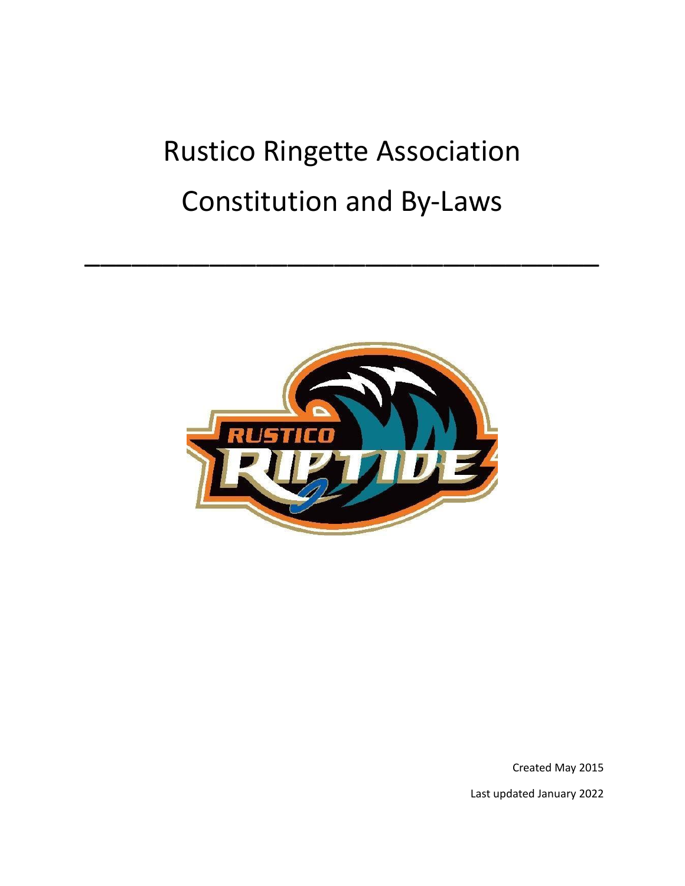# Rustico Ringette Association

# Constitution and By-Laws

---

Created May 2015

Last updated January 2022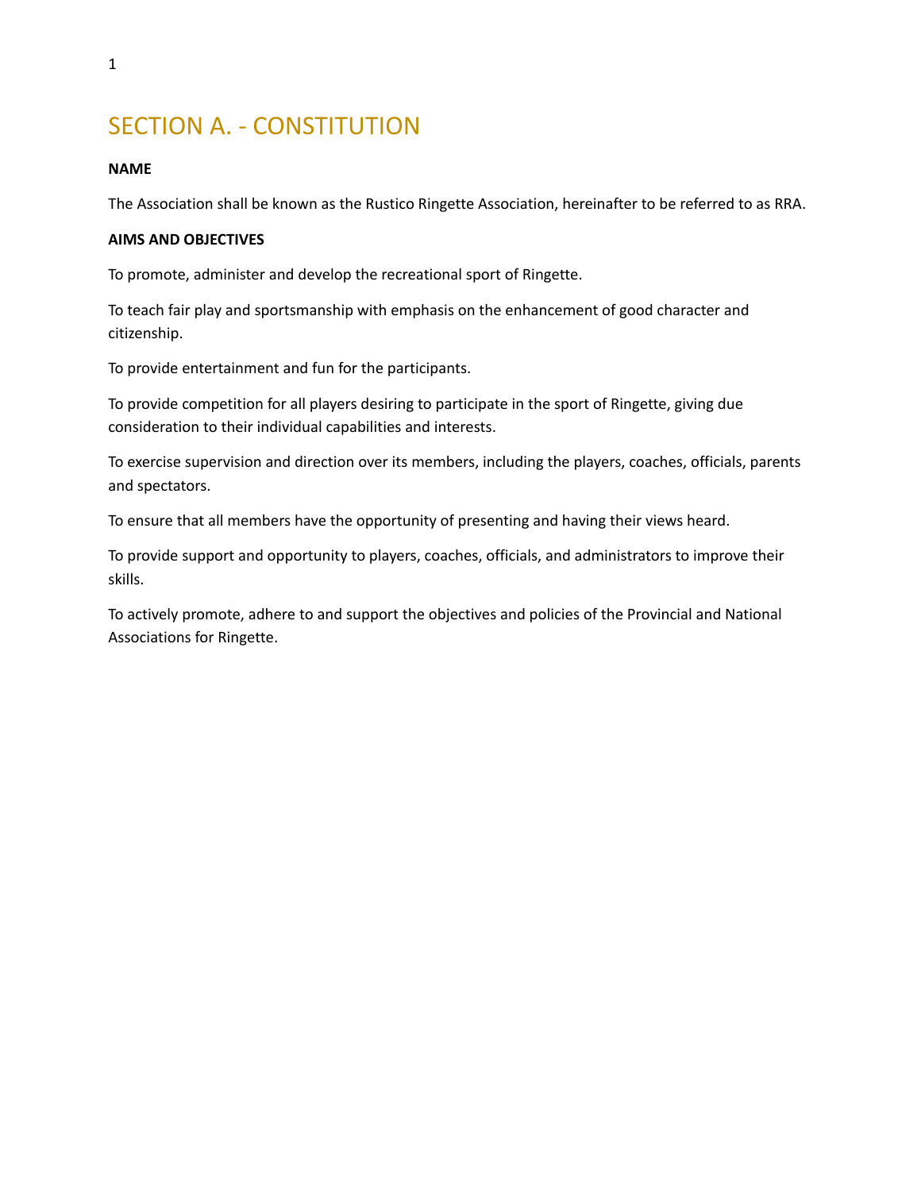# SECTION A. - CONSTITUTION

**NAME**

The Association shall be known as the Rustico Ringette Association, hereinafter to be referred to as RRA.

**AIMS AND OBJECTIVES**

To promote, administer and develop the recreational sport of Ringette.

To teach fair play and sportsmanship with emphasis on the enhancement of good character and citizenship.

To provide entertainment and fun for the participants.

To provide competition for all players desiring to participate in the sport of Ringette, giving due consideration to their individual capabilities and interests.

To exercise supervision and direction over its members, including the players, coaches, officials, parents and spectators.

To ensure that all members have the opportunity of presenting and having their views heard.

To provide support and opportunity to players, coaches, officials, and administrators to improve their skills.

To actively promote, adhere to and support the objectives and policies of the Provincial and National Associations for Ringette.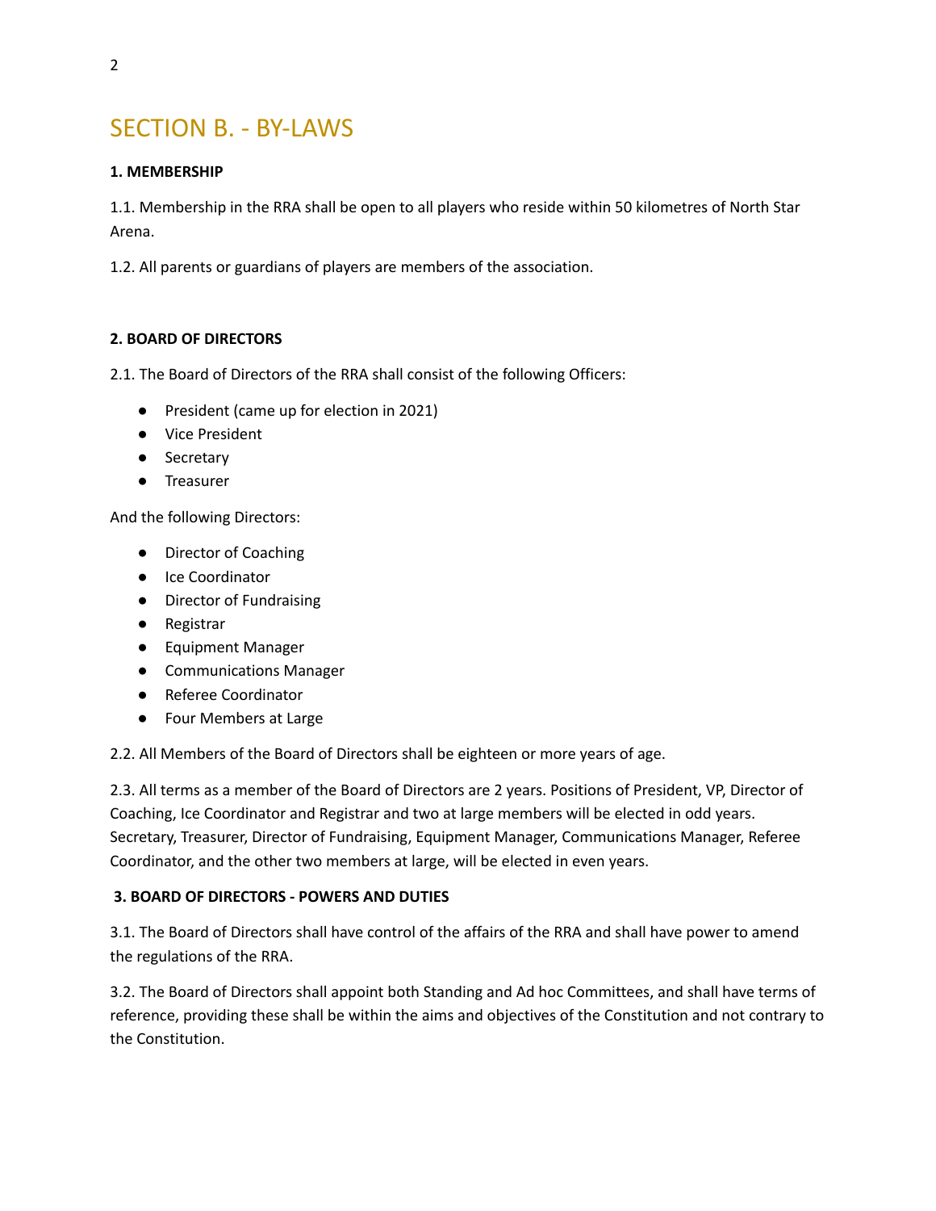# SECTION B. - BY-LAWS

**1. MEMBERSHIP**

1.1. Membership in the RRA shall be open to all players who reside within 50 kilometres of North Star Arena.

1.2. All parents or guardians of players are members of the association.

**2. BOARD OF DIRECTORS**

2.1. The Board of Directors of the RRA shall consist of the following Officers:

- President (came up for election in 2021)
- Vice President
- Secretary
- Treasurer

And the following Directors:

- Director of Coaching
- Ice Coordinator
- Director of Fundraising
- Registrar
- Equipment Manager
- Communications Manager
- Referee Coordinator
- Four Members at Large

2.2. All Members of the Board of Directors shall be eighteen or more years of age.

2.3. All terms as a member of the Board of Directors are 2 years. Positions of President, VP, Director of Coaching, Ice Coordinator and Registrar and two at large members will be elected in odd years. Secretary, Treasurer, Director of Fundraising, Equipment Manager, Communications Manager, Referee Coordinator, and the other two members at large, will be elected in even years.

**3. BOARD OF DIRECTORS - POWERS AND DUTIES**

3.1. The Board of Directors shall have control of the affairs of the RRA and shall have power to amend the regulations of the RRA.

3.2. The Board of Directors shall appoint both Standing and Ad hoc Committees, and shall have terms of reference, providing these shall be within the aims and objectives of the Constitution and not contrary to the Constitution.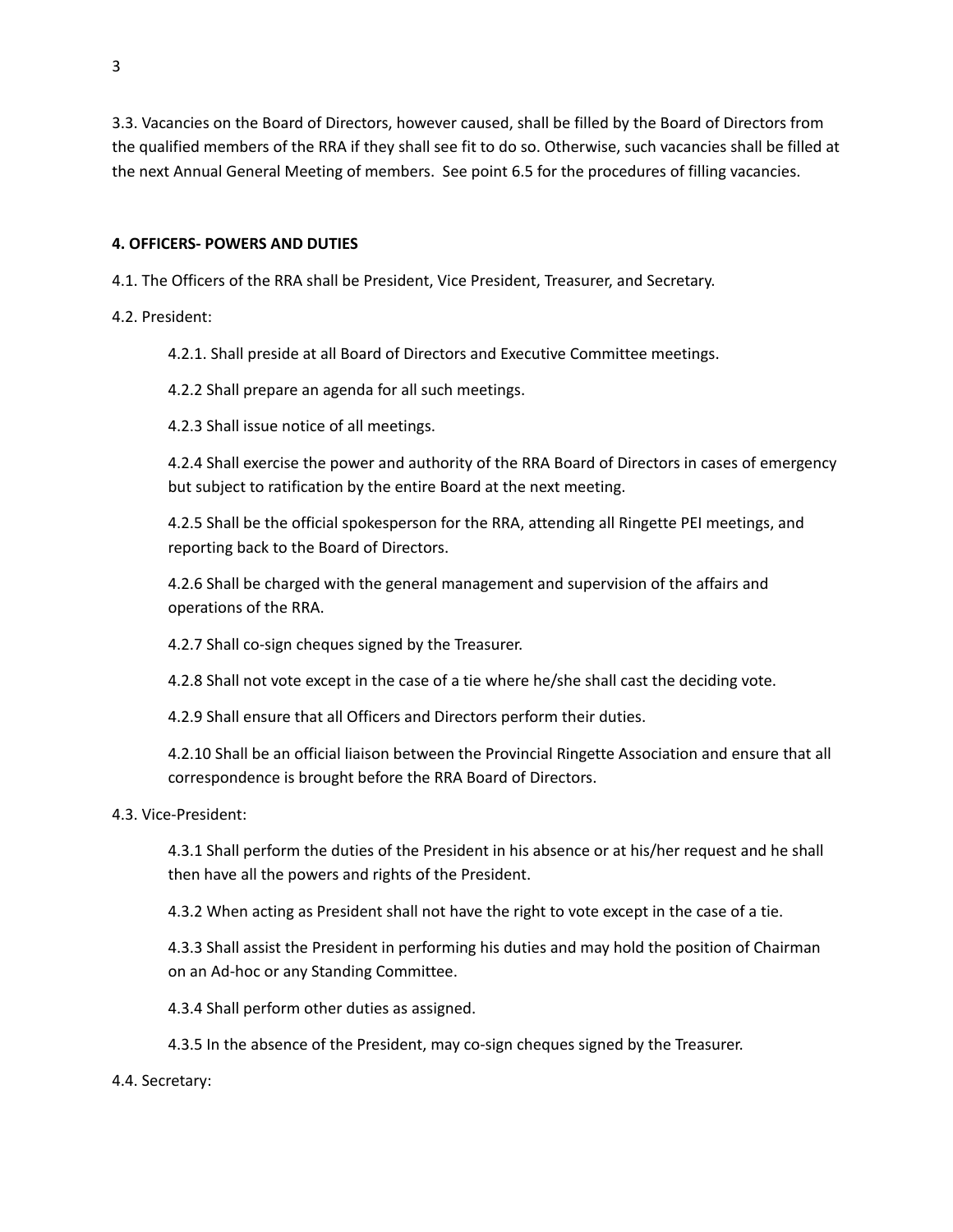3.3. Vacancies on the Board of Directors, however caused, shall be filled by the Board of Directors from the qualified members of the RRA if they shall see fit to do so. Otherwise, such vacancies shall be filled at the next Annual General Meeting of members. See point 6.5 for the procedures of filling vacancies.

**4. OFFICERS- POWERS AND DUTIES**

4.1. The Officers of the RRA shall be President, Vice President, Treasurer, and Secretary.

4.2. President:

> 4.2.1. Shall preside at all Board of Directors and Executive Committee meetings.
>
> 4.2.2 Shall prepare an agenda for all such meetings.
>
> 4.2.3 Shall issue notice of all meetings.
>
> 4.2.4 Shall exercise the power and authority of the RRA Board of Directors in cases of emergency but subject to ratification by the entire Board at the next meeting.
>
> 4.2.5 Shall be the official spokesperson for the RRA, attending all Ringette PEI meetings, and reporting back to the Board of Directors.
>
> 4.2.6 Shall be charged with the general management and supervision of the affairs and operations of the RRA.
>
> 4.2.7 Shall co-sign cheques signed by the Treasurer.
>
> 4.2.8 Shall not vote except in the case of a tie where he/she shall cast the deciding vote.
>
> 4.2.9 Shall ensure that all Officers and Directors perform their duties.
>
> 4.2.10 Shall be an official liaison between the Provincial Ringette Association and ensure that all correspondence is brought before the RRA Board of Directors.

4.3. Vice-President:

> 4.3.1 Shall perform the duties of the President in his absence or at his/her request and he shall then have all the powers and rights of the President.
>
> 4.3.2 When acting as President shall not have the right to vote except in the case of a tie.
>
> 4.3.3 Shall assist the President in performing his duties and may hold the position of Chairman on an Ad-hoc or any Standing Committee.
>
> 4.3.4 Shall perform other duties as assigned.
>
> 4.3.5 In the absence of the President, may co-sign cheques signed by the Treasurer.

4.4. Secretary: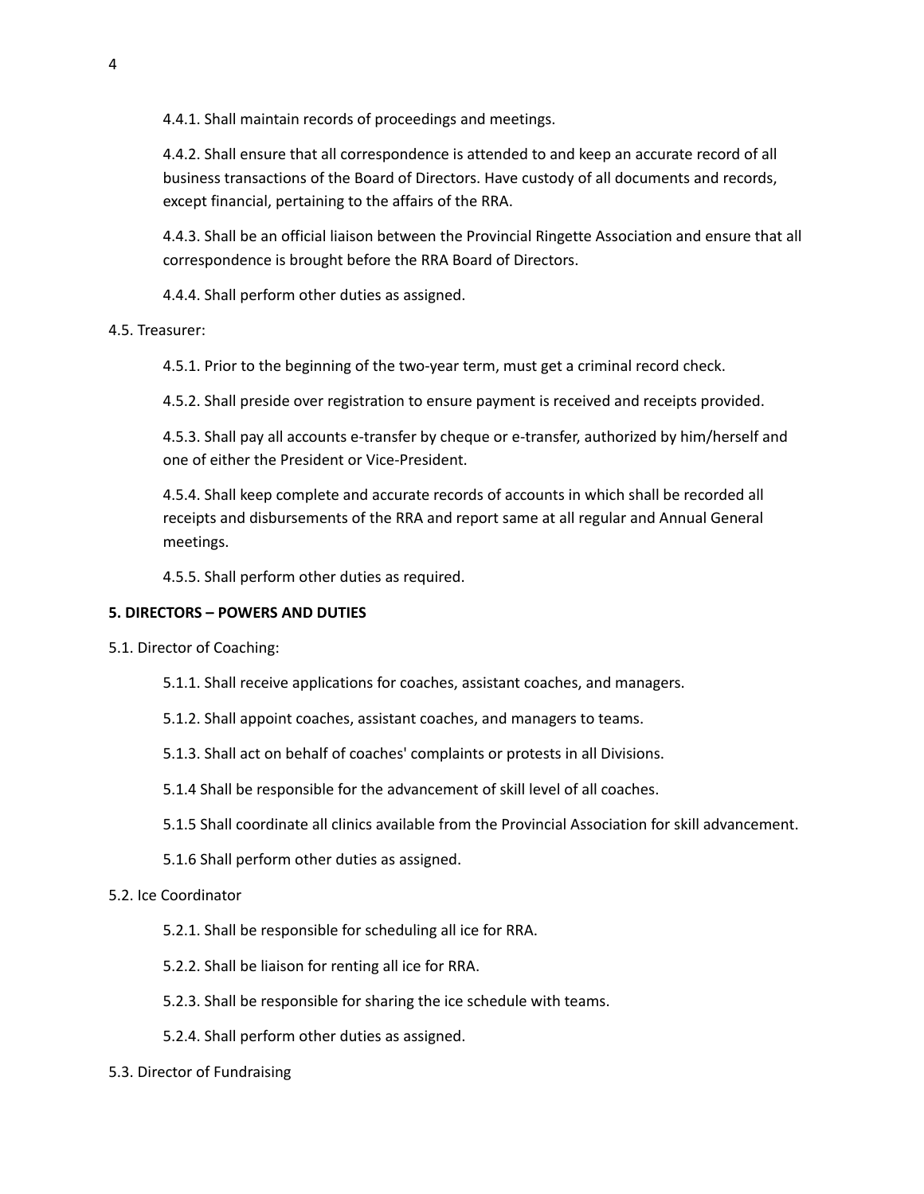4.4.1. Shall maintain records of proceedings and meetings.

4.4.2. Shall ensure that all correspondence is attended to and keep an accurate record of all business transactions of the Board of Directors. Have custody of all documents and records, except financial, pertaining to the affairs of the RRA.

4.4.3. Shall be an official liaison between the Provincial Ringette Association and ensure that all correspondence is brought before the RRA Board of Directors.

4.4.4. Shall perform other duties as assigned.

4.5. Treasurer:

4.5.1. Prior to the beginning of the two-year term, must get a criminal record check.

4.5.2. Shall preside over registration to ensure payment is received and receipts provided.

4.5.3. Shall pay all accounts e-transfer by cheque or e-transfer, authorized by him/herself and one of either the President or Vice-President.

4.5.4. Shall keep complete and accurate records of accounts in which shall be recorded all receipts and disbursements of the RRA and report same at all regular and Annual General meetings.

4.5.5. Shall perform other duties as required.

**5. DIRECTORS – POWERS AND DUTIES**

5.1. Director of Coaching:

5.1.1. Shall receive applications for coaches, assistant coaches, and managers.

5.1.2. Shall appoint coaches, assistant coaches, and managers to teams.

5.1.3. Shall act on behalf of coaches' complaints or protests in all Divisions.

5.1.4 Shall be responsible for the advancement of skill level of all coaches.

5.1.5 Shall coordinate all clinics available from the Provincial Association for skill advancement.

5.1.6 Shall perform other duties as assigned.

5.2. Ice Coordinator

5.2.1. Shall be responsible for scheduling all ice for RRA.

5.2.2. Shall be liaison for renting all ice for RRA.

5.2.3. Shall be responsible for sharing the ice schedule with teams.

5.2.4. Shall perform other duties as assigned.

5.3. Director of Fundraising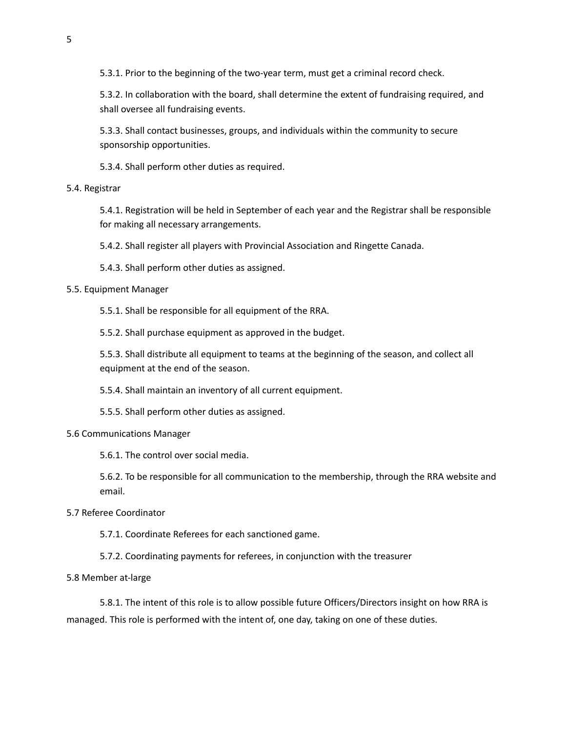5.3.1. Prior to the beginning of the two-year term, must get a criminal record check.

5.3.2. In collaboration with the board, shall determine the extent of fundraising required, and shall oversee all fundraising events.

5.3.3. Shall contact businesses, groups, and individuals within the community to secure sponsorship opportunities.

5.3.4. Shall perform other duties as required.

5.4. Registrar

5.4.1. Registration will be held in September of each year and the Registrar shall be responsible for making all necessary arrangements.

5.4.2. Shall register all players with Provincial Association and Ringette Canada.

5.4.3. Shall perform other duties as assigned.

5.5. Equipment Manager

5.5.1. Shall be responsible for all equipment of the RRA.

5.5.2. Shall purchase equipment as approved in the budget.

5.5.3. Shall distribute all equipment to teams at the beginning of the season, and collect all equipment at the end of the season.

5.5.4. Shall maintain an inventory of all current equipment.

5.5.5. Shall perform other duties as assigned.

5.6 Communications Manager

5.6.1. The control over social media.

5.6.2. To be responsible for all communication to the membership, through the RRA website and email.

5.7 Referee Coordinator

5.7.1. Coordinate Referees for each sanctioned game.

5.7.2. Coordinating payments for referees, in conjunction with the treasurer

5.8 Member at-large

5.8.1. The intent of this role is to allow possible future Officers/Directors insight on how RRA is managed. This role is performed with the intent of, one day, taking on one of these duties.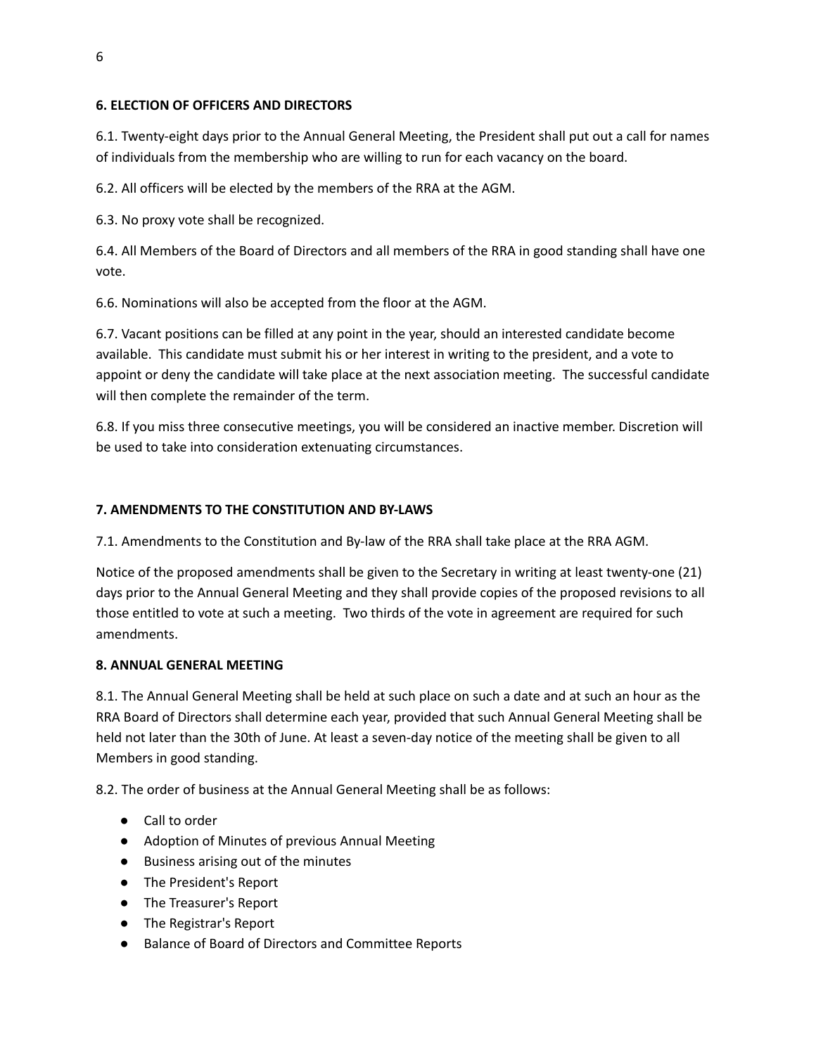### 6. ELECTION OF OFFICERS AND DIRECTORS

6.1. Twenty-eight days prior to the Annual General Meeting, the President shall put out a call for names of individuals from the membership who are willing to run for each vacancy on the board.

6.2. All officers will be elected by the members of the RRA at the AGM.

6.3. No proxy vote shall be recognized.

6.4. All Members of the Board of Directors and all members of the RRA in good standing shall have one vote.

6.6. Nominations will also be accepted from the floor at the AGM.

6.7. Vacant positions can be filled at any point in the year, should an interested candidate become available. This candidate must submit his or her interest in writing to the president, and a vote to appoint or deny the candidate will take place at the next association meeting. The successful candidate will then complete the remainder of the term.

6.8. If you miss three consecutive meetings, you will be considered an inactive member. Discretion will be used to take into consideration extenuating circumstances.

### 7. AMENDMENTS TO THE CONSTITUTION AND BY-LAWS

7.1. Amendments to the Constitution and By-law of the RRA shall take place at the RRA AGM.

Notice of the proposed amendments shall be given to the Secretary in writing at least twenty-one (21) days prior to the Annual General Meeting and they shall provide copies of the proposed revisions to all those entitled to vote at such a meeting. Two thirds of the vote in agreement are required for such amendments.

### 8. ANNUAL GENERAL MEETING

8.1. The Annual General Meeting shall be held at such place on such a date and at such an hour as the RRA Board of Directors shall determine each year, provided that such Annual General Meeting shall be held not later than the 30th of June. At least a seven-day notice of the meeting shall be given to all Members in good standing.

8.2. The order of business at the Annual General Meeting shall be as follows:

- Call to order
- Adoption of Minutes of previous Annual Meeting
- Business arising out of the minutes
- The President's Report
- The Treasurer's Report
- The Registrar's Report
- Balance of Board of Directors and Committee Reports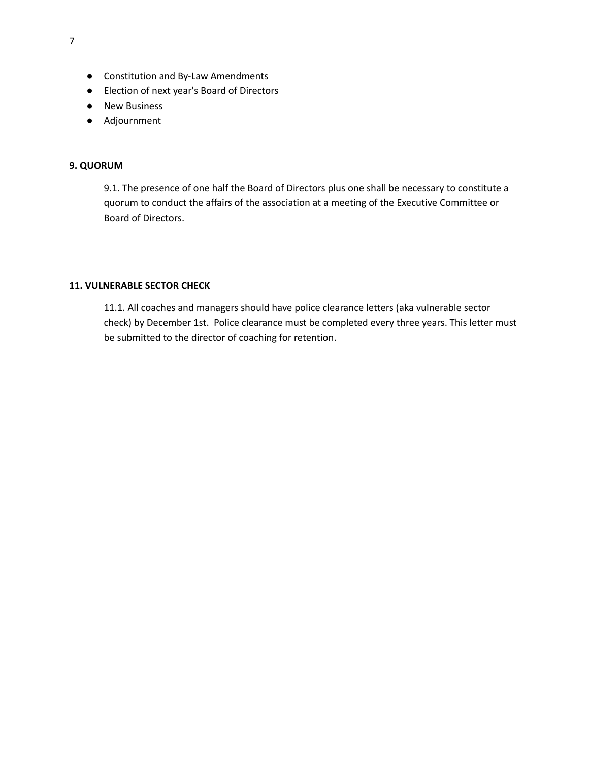- Constitution and By-Law Amendments
- Election of next year's Board of Directors
- New Business
- Adjournment

**9. QUORUM**

9.1. The presence of one half the Board of Directors plus one shall be necessary to constitute a quorum to conduct the affairs of the association at a meeting of the Executive Committee or Board of Directors.

**11. VULNERABLE SECTOR CHECK**

11.1. All coaches and managers should have police clearance letters (aka vulnerable sector check) by December 1st. Police clearance must be completed every three years. This letter must be submitted to the director of coaching for retention.